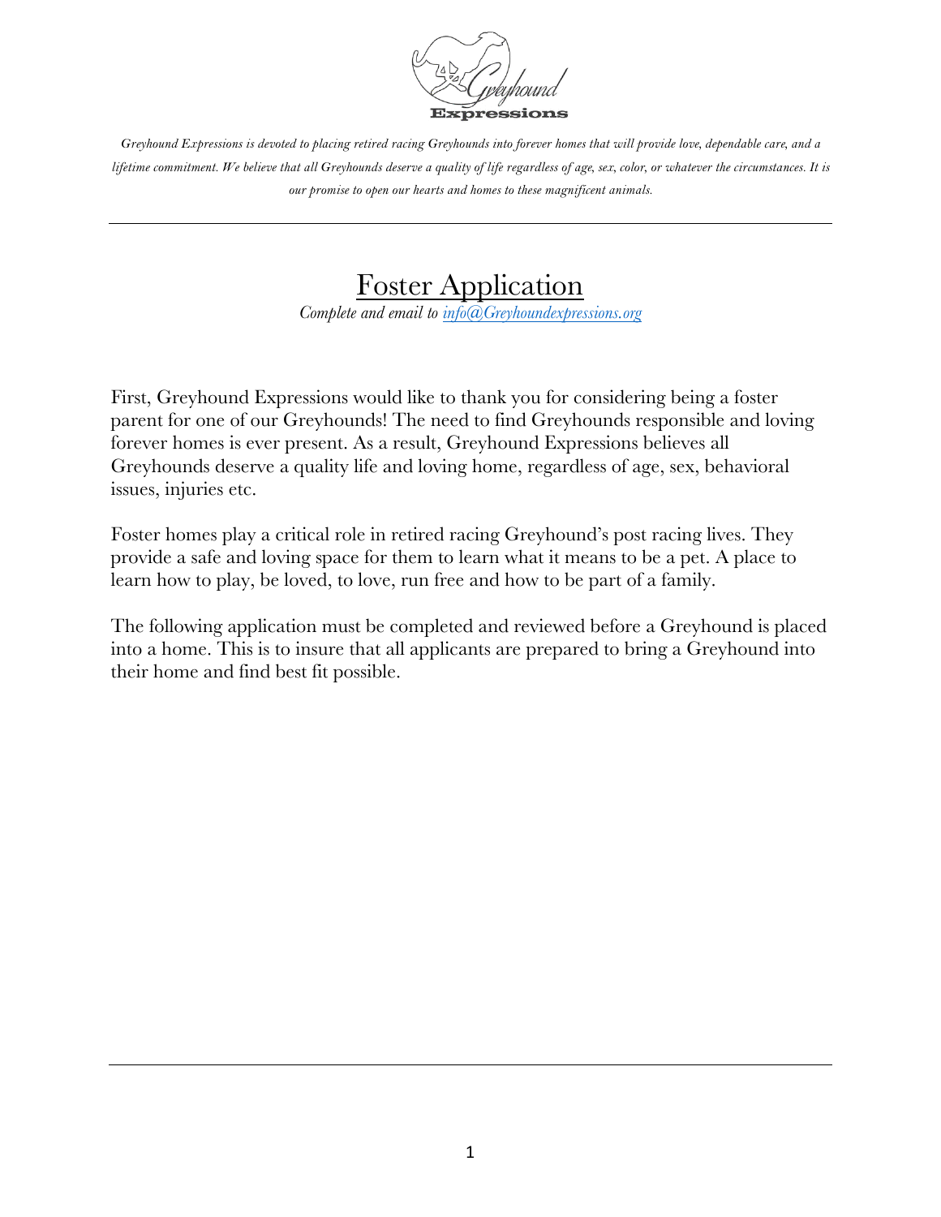*Greyhound Expressions is devoted to placing retired racing Greyhounds into forever homes that will provide love, dependable care, and a lifetime commitment. We believe that all Greyhounds deserve a quality of life regardless of age, sex, color, or whatever the circumstances. It is our promise to open our hearts and homes to these magnificent animals.*

---

# Foster Application

*Complete and email to [info@Greyhoundexpressions.org](mailto:info@Greyhoundexpressions.org)*

First, Greyhound Expressions would like to thank you for considering being a foster parent for one of our Greyhounds! The need to find Greyhounds responsible and loving forever homes is ever present. As a result, Greyhound Expressions believes all Greyhounds deserve a quality life and loving home, regardless of age, sex, behavioral issues, injuries etc.

Foster homes play a critical role in retired racing Greyhound's post racing lives. They provide a safe and loving space for them to learn what it means to be a pet. A place to learn how to play, be loved, to love, run free and how to be part of a family.

The following application must be completed and reviewed before a Greyhound is placed into a home. This is to insure that all applicants are prepared to bring a Greyhound into their home and find best fit possible.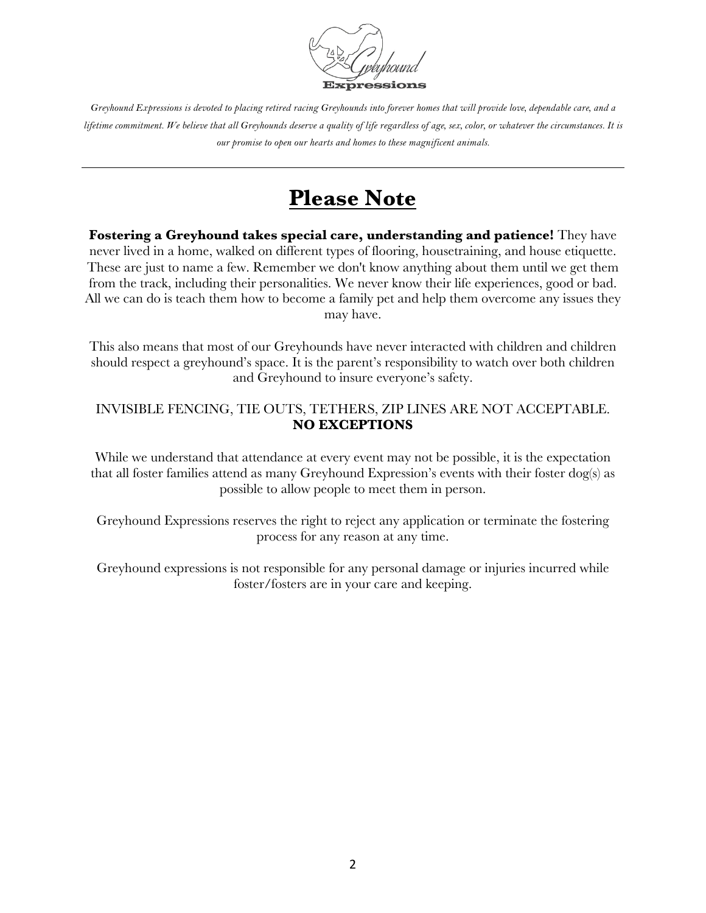*Greyhound Expressions is devoted to placing retired racing Greyhounds into forever homes that will provide love, dependable care, and a lifetime commitment. We believe that all Greyhounds deserve a quality of life regardless of age, sex, color, or whatever the circumstances. It is our promise to open our hearts and homes to these magnificent animals.*

---

# Please Note

**Fostering a Greyhound takes special care, understanding and patience!** They have never lived in a home, walked on different types of flooring, housetraining, and house etiquette. These are just to name a few. Remember we don't know anything about them until we get them from the track, including their personalities. We never know their life experiences, good or bad. All we can do is teach them how to become a family pet and help them overcome any issues they may have.

This also means that most of our Greyhounds have never interacted with children and children should respect a greyhound's space. It is the parent's responsibility to watch over both children and Greyhound to insure everyone's safety.

INVISIBLE FENCING, TIE OUTS, TETHERS, ZIP LINES ARE NOT ACCEPTABLE.
**NO EXCEPTIONS**

While we understand that attendance at every event may not be possible, it is the expectation that all foster families attend as many Greyhound Expression's events with their foster dog(s) as possible to allow people to meet them in person.

Greyhound Expressions reserves the right to reject any application or terminate the fostering process for any reason at any time.

Greyhound expressions is not responsible for any personal damage or injuries incurred while foster/fosters are in your care and keeping.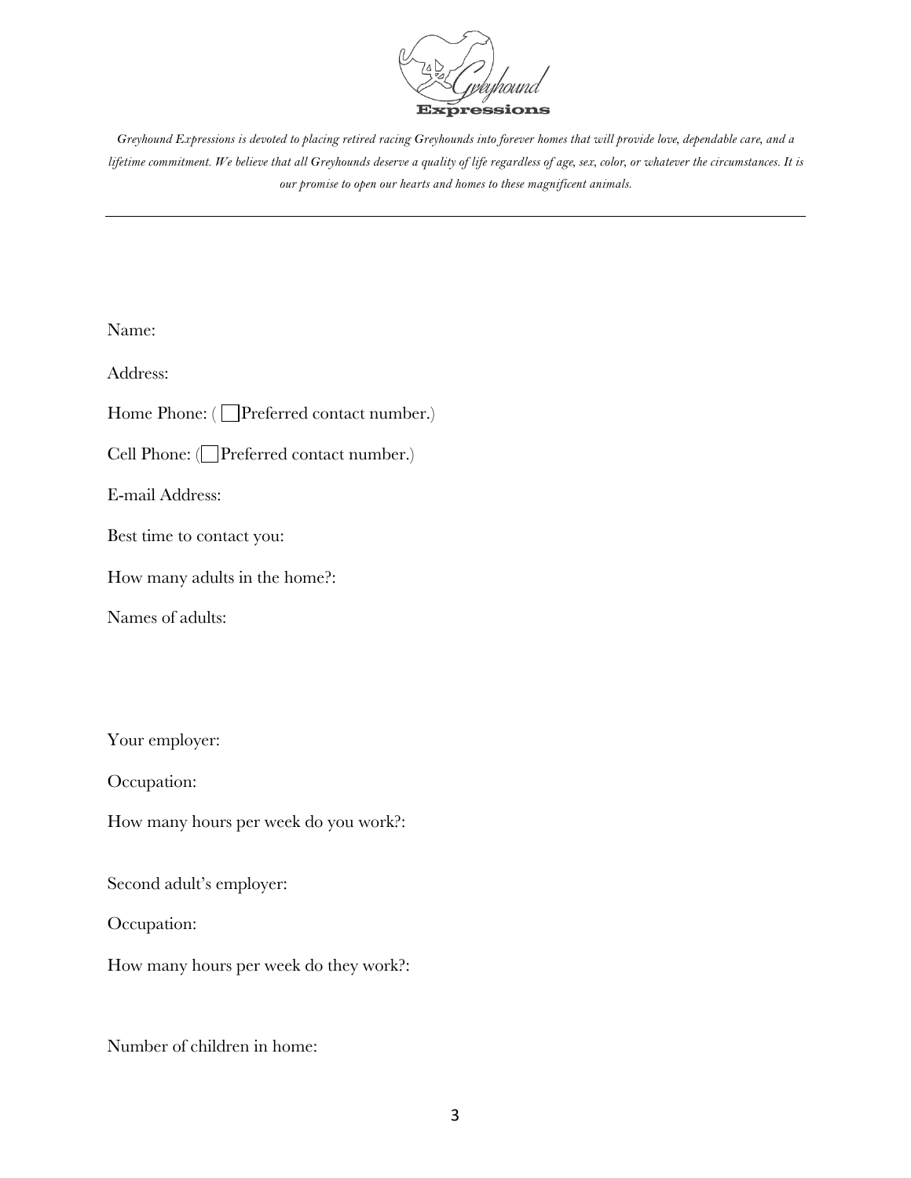*Greyhound Expressions is devoted to placing retired racing Greyhounds into forever homes that will provide love, dependable care, and a lifetime commitment. We believe that all Greyhounds deserve a quality of life regardless of age, sex, color, or whatever the circumstances. It is our promise to open our hearts and homes to these magnificent animals.*

---

Name:

Address:

Home Phone: ( ☐ Preferred contact number.)

Cell Phone: (☐ Preferred contact number.)

E-mail Address:

Best time to contact you:

How many adults in the home?:

Names of adults:

Your employer:

Occupation:

How many hours per week do you work?:

Second adult's employer:

Occupation:

How many hours per week do they work?:

Number of children in home: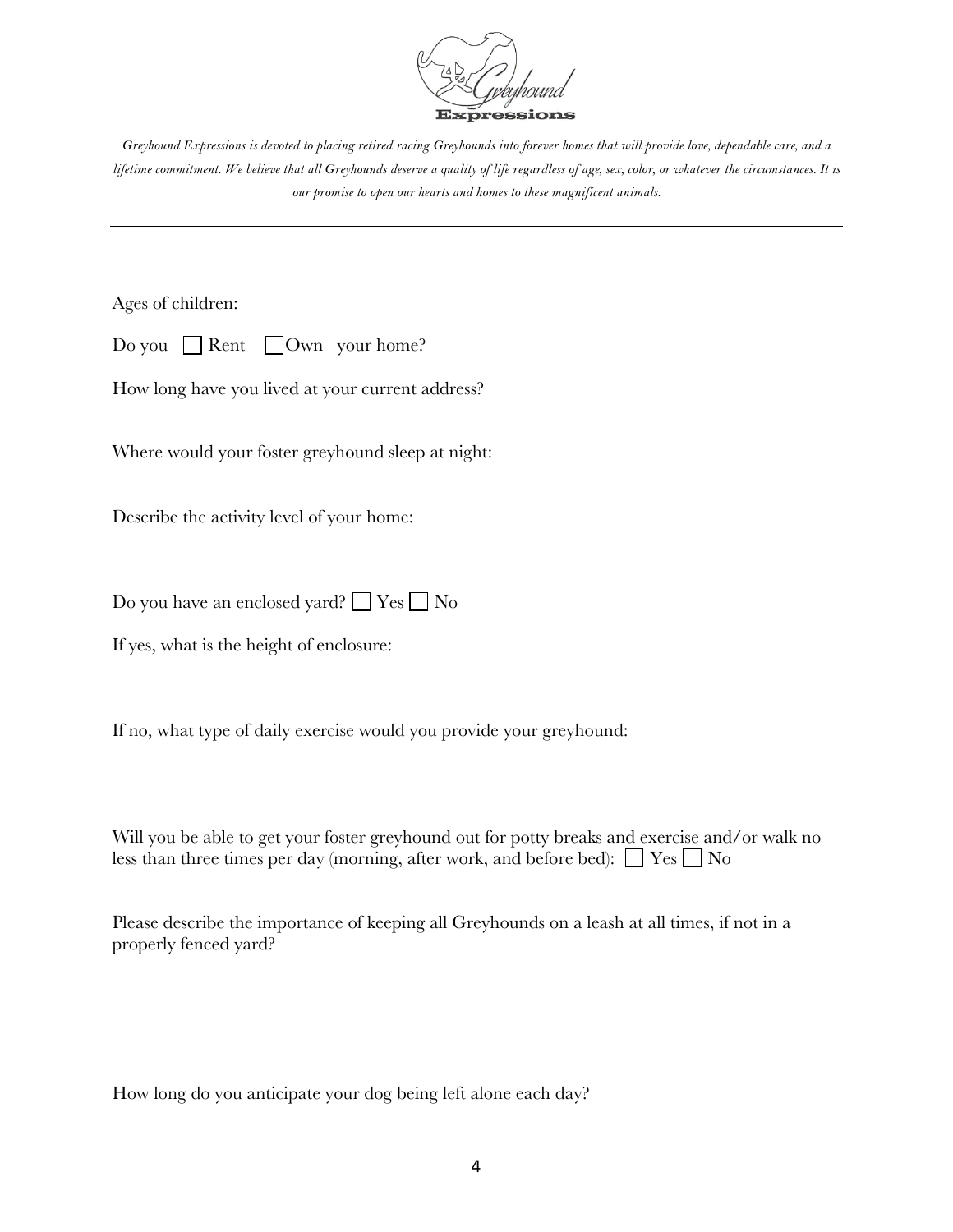*Greyhound Expressions is devoted to placing retired racing Greyhounds into forever homes that will provide love, dependable care, and a lifetime commitment. We believe that all Greyhounds deserve a quality of life regardless of age, sex, color, or whatever the circumstances. It is our promise to open our hearts and homes to these magnificent animals.*

---

Ages of children:

Do you ☐ Rent ☐ Own your home?

How long have you lived at your current address?

Where would your foster greyhound sleep at night:

Describe the activity level of your home:

Do you have an enclosed yard? ☐ Yes ☐ No

If yes, what is the height of enclosure:

If no, what type of daily exercise would you provide your greyhound:

Will you be able to get your foster greyhound out for potty breaks and exercise and/or walk no less than three times per day (morning, after work, and before bed): ☐ Yes ☐ No

Please describe the importance of keeping all Greyhounds on a leash at all times, if not in a properly fenced yard?

How long do you anticipate your dog being left alone each day?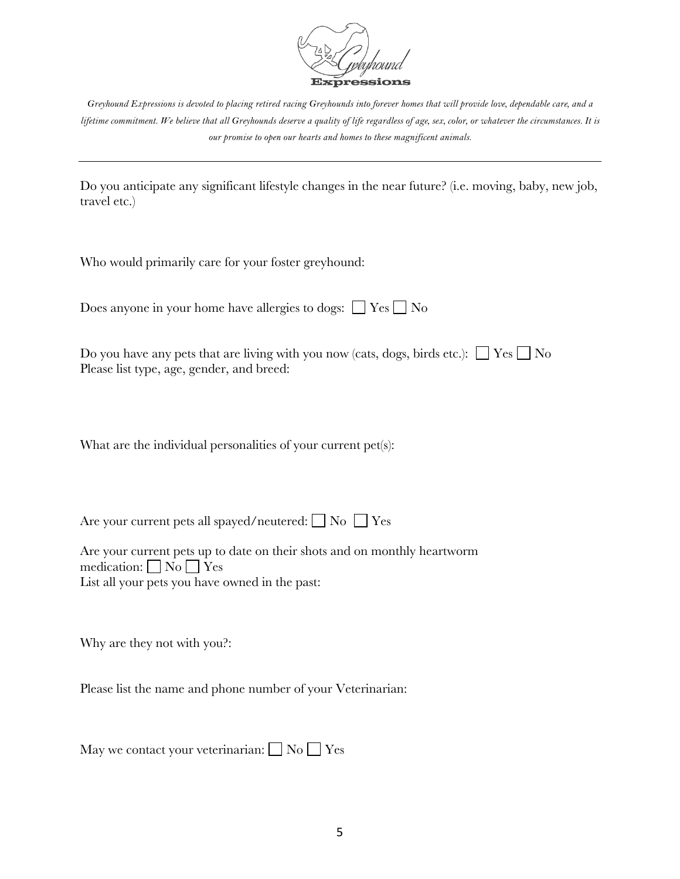*Greyhound Expressions is devoted to placing retired racing Greyhounds into forever homes that will provide love, dependable care, and a lifetime commitment. We believe that all Greyhounds deserve a quality of life regardless of age, sex, color, or whatever the circumstances. It is our promise to open our hearts and homes to these magnificent animals.*

---

Do you anticipate any significant lifestyle changes in the near future? (i.e. moving, baby, new job, travel etc.)

Who would primarily care for your foster greyhound:

Does anyone in your home have allergies to dogs: ☐ Yes ☐ No

Do you have any pets that are living with you now (cats, dogs, birds etc.): ☐ Yes ☐ No
Please list type, age, gender, and breed:

What are the individual personalities of your current pet(s):

Are your current pets all spayed/neutered: ☐ No ☐ Yes

Are your current pets up to date on their shots and on monthly heartworm medication: ☐ No ☐ Yes
List all your pets you have owned in the past:

Why are they not with you?:

Please list the name and phone number of your Veterinarian:

May we contact your veterinarian: ☐ No ☐ Yes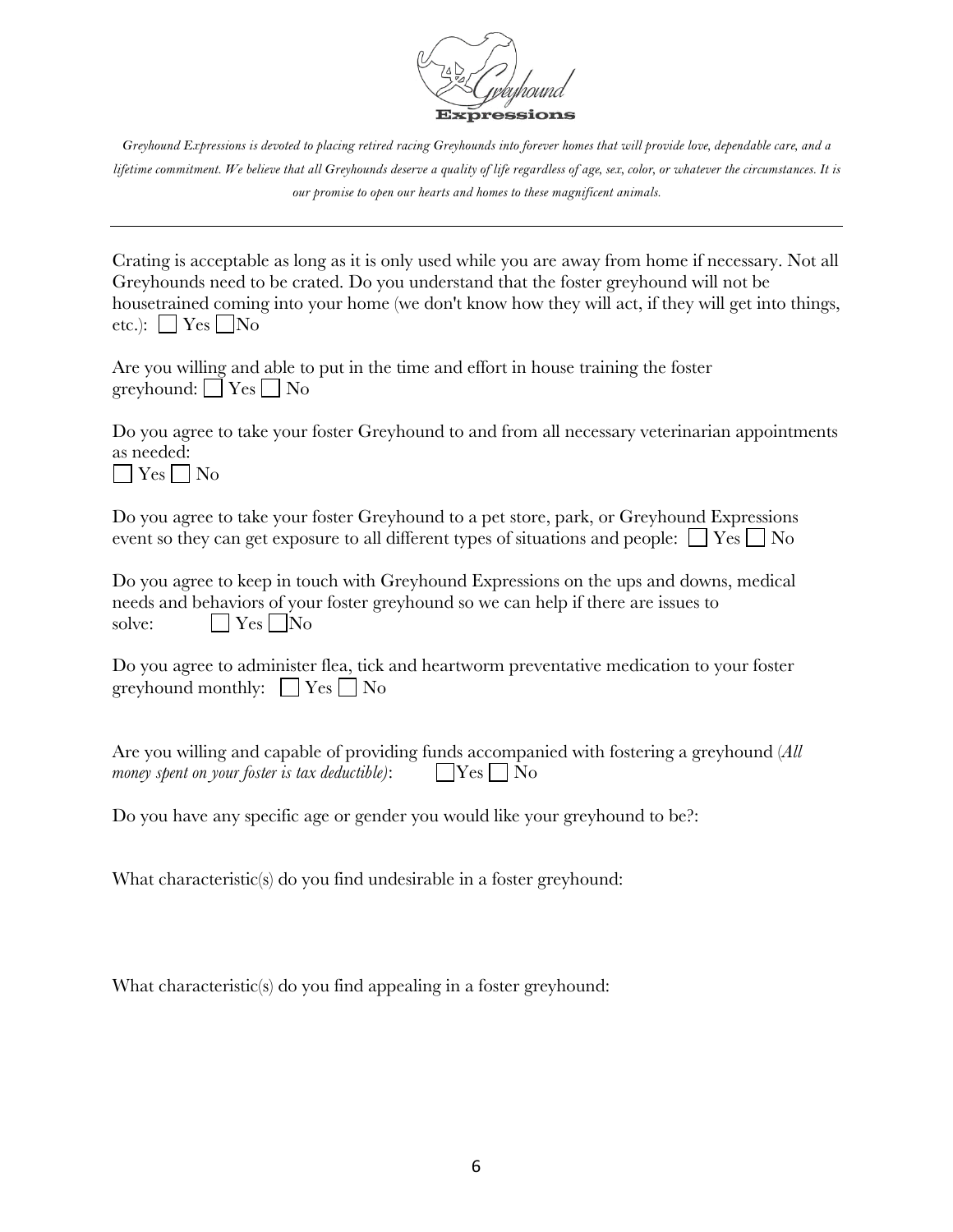*Greyhound Expressions is devoted to placing retired racing Greyhounds into forever homes that will provide love, dependable care, and a lifetime commitment. We believe that all Greyhounds deserve a quality of life regardless of age, sex, color, or whatever the circumstances. It is our promise to open our hearts and homes to these magnificent animals.*

---

Crating is acceptable as long as it is only used while you are away from home if necessary. Not all Greyhounds need to be crated. Do you understand that the foster greyhound will not be housetrained coming into your home (we don't know how they will act, if they will get into things, etc.): ☐ Yes ☐ No

Are you willing and able to put in the time and effort in house training the foster greyhound: ☐ Yes ☐ No

Do you agree to take your foster Greyhound to and from all necessary veterinarian appointments as needed:
☐ Yes ☐ No

Do you agree to take your foster Greyhound to a pet store, park, or Greyhound Expressions event so they can get exposure to all different types of situations and people: ☐ Yes ☐ No

Do you agree to keep in touch with Greyhound Expressions on the ups and downs, medical needs and behaviors of your foster greyhound so we can help if there are issues to solve: ☐ Yes ☐ No

Do you agree to administer flea, tick and heartworm preventative medication to your foster greyhound monthly: ☐ Yes ☐ No

Are you willing and capable of providing funds accompanied with fostering a greyhound (*All money spent on your foster is tax deductible)*: ☐ Yes ☐ No

Do you have any specific age or gender you would like your greyhound to be?:

What characteristic(s) do you find undesirable in a foster greyhound:

What characteristic(s) do you find appealing in a foster greyhound: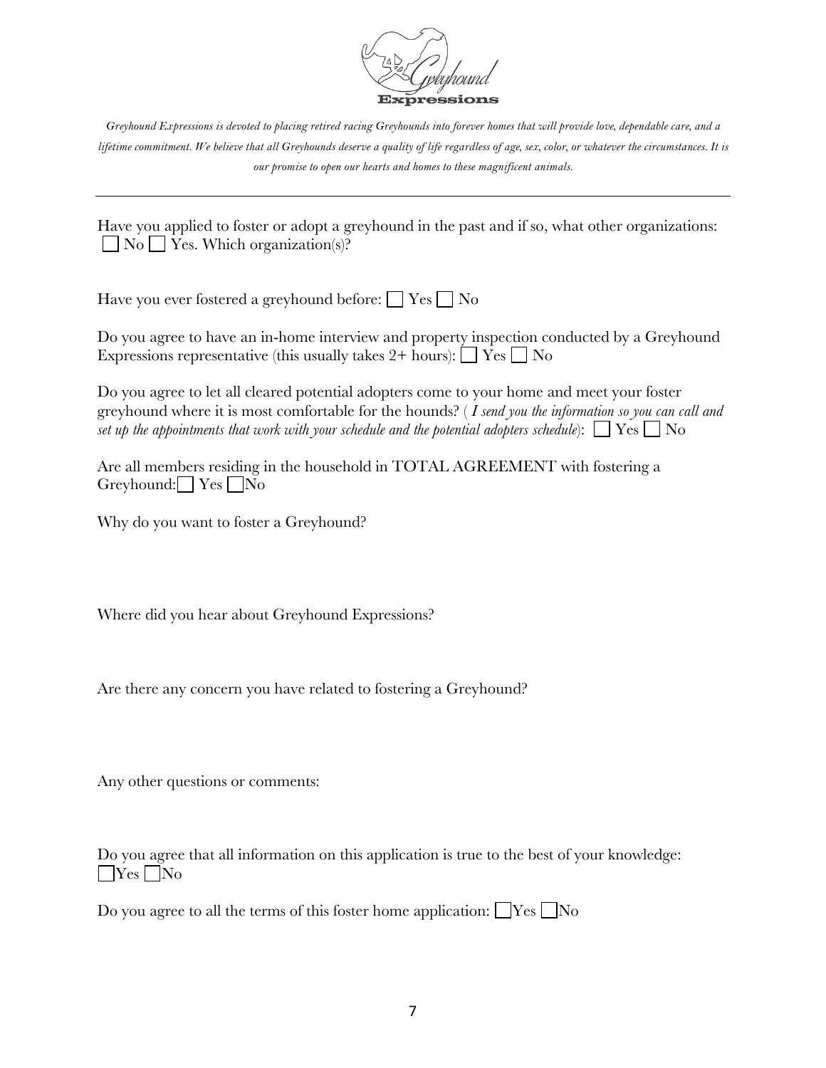*Greyhound Expressions is devoted to placing retired racing Greyhounds into forever homes that will provide love, dependable care, and a lifetime commitment. We believe that all Greyhounds deserve a quality of life regardless of age, sex, color, or whatever the circumstances. It is our promise to open our hearts and homes to these magnificent animals.*

---

Have you applied to foster or adopt a greyhound in the past and if so, what other organizations: ☐ No ☐ Yes. Which organization(s)?

Have you ever fostered a greyhound before: ☐ Yes ☐ No

Do you agree to have an in-home interview and property inspection conducted by a Greyhound Expressions representative (this usually takes 2+ hours): ☐ Yes ☐ No

Do you agree to let all cleared potential adopters come to your home and meet your foster greyhound where it is most comfortable for the hounds? ( *I send you the information so you can call and set up the appointments that work with your schedule and the potential adopters schedule*): ☐ Yes ☐ No

Are all members residing in the household in TOTAL AGREEMENT with fostering a Greyhound: ☐ Yes ☐ No

Why do you want to foster a Greyhound?

Where did you hear about Greyhound Expressions?

Are there any concern you have related to fostering a Greyhound?

Any other questions or comments:

Do you agree that all information on this application is true to the best of your knowledge: ☐ Yes ☐ No

Do you agree to all the terms of this foster home application: ☐ Yes ☐ No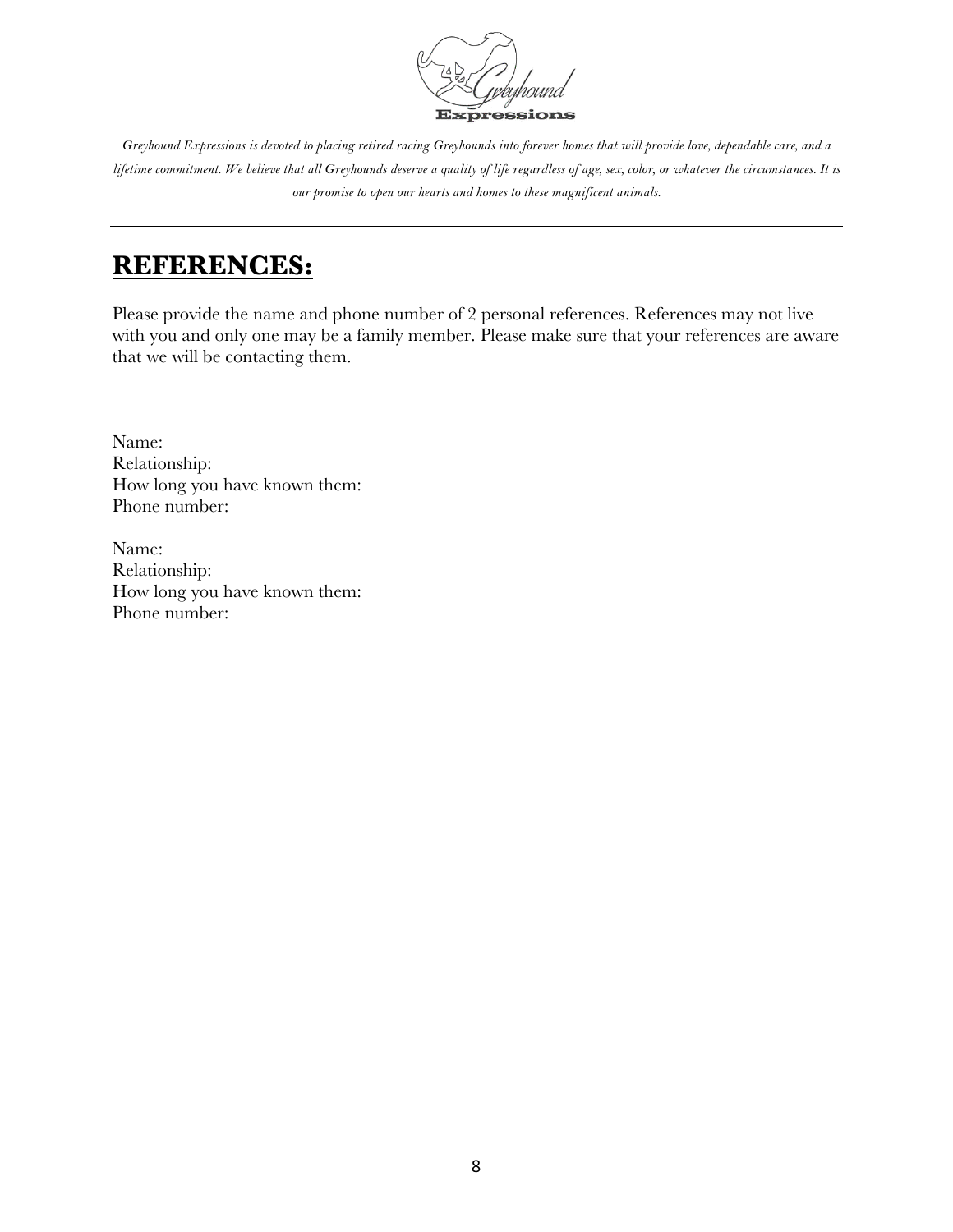*Greyhound Expressions is devoted to placing retired racing Greyhounds into forever homes that will provide love, dependable care, and a lifetime commitment. We believe that all Greyhounds deserve a quality of life regardless of age, sex, color, or whatever the circumstances. It is our promise to open our hearts and homes to these magnificent animals.*

---

## REFERENCES:

Please provide the name and phone number of 2 personal references. References may not live with you and only one may be a family member. Please make sure that your references are aware that we will be contacting them.

Name:
Relationship:
How long you have known them:
Phone number:

Name:
Relationship:
How long you have known them:
Phone number: